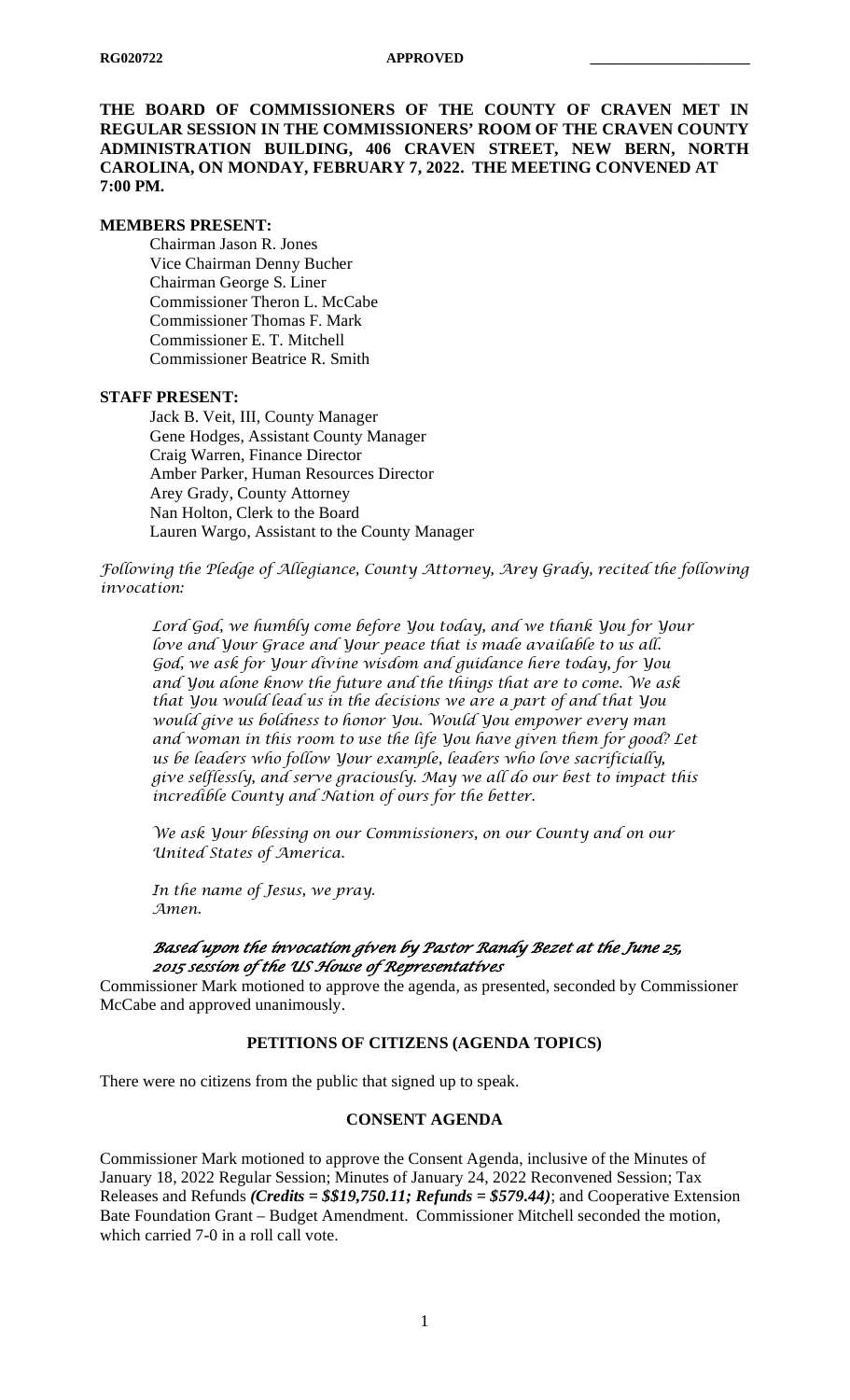RG020722 **APPROVED** _____________________

**THE BOARD OF COMMISSIONERS OF THE COUNTY OF CRAVEN MET IN REGULAR SESSION IN THE COMMISSIONERS' ROOM OF THE CRAVEN COUNTY ADMINISTRATION BUILDING, 406 CRAVEN STREET, NEW BERN, NORTH CAROLINA, ON MONDAY, FEBRUARY 7, 2022. THE MEETING CONVENED AT 7:00 PM.**

**MEMBERS PRESENT:**

Chairman Jason R. Jones
Vice Chairman Denny Bucher
Chairman George S. Liner
Commissioner Theron L. McCabe
Commissioner Thomas F. Mark
Commissioner E. T. Mitchell
Commissioner Beatrice R. Smith

**STAFF PRESENT:**

Jack B. Veit, III, County Manager
Gene Hodges, Assistant County Manager
Craig Warren, Finance Director
Amber Parker, Human Resources Director
Arey Grady, County Attorney
Nan Holton, Clerk to the Board
Lauren Wargo, Assistant to the County Manager

*Following the Pledge of Allegiance, County Attorney, Arey Grady, recited the following invocation:*

> *Lord God, we humbly come before You today, and we thank You for Your love and Your Grace and Your peace that is made available to us all. God, we ask for Your divine wisdom and guidance here today, for You and You alone know the future and the things that are to come. We ask that You would lead us in the decisions we are a part of and that You would give us boldness to honor You. Would You empower every man and woman in this room to use the life You have given them for good? Let us be leaders who follow Your example, leaders who love sacrificially, give selflessly, and serve graciously. May we all do our best to impact this incredible County and Nation of ours for the better.*
>
> *We ask Your blessing on our Commissioners, on our County and on our United States of America.*
>
> *In the name of Jesus, we pray.*
> *Amen.*
>
> ***Based upon the invocation given by Pastor Randy Bezet at the June 25, 2015 session of the US House of Representatives***

Commissioner Mark motioned to approve the agenda, as presented, seconded by Commissioner McCabe and approved unanimously.

**PETITIONS OF CITIZENS (AGENDA TOPICS)**

There were no citizens from the public that signed up to speak.

**CONSENT AGENDA**

Commissioner Mark motioned to approve the Consent Agenda, inclusive of the Minutes of January 18, 2022 Regular Session; Minutes of January 24, 2022 Reconvened Session; Tax Releases and Refunds ***(Credits = $$19,750.11; Refunds = $579.44)***; and Cooperative Extension Bate Foundation Grant – Budget Amendment. Commissioner Mitchell seconded the motion, which carried 7-0 in a roll call vote.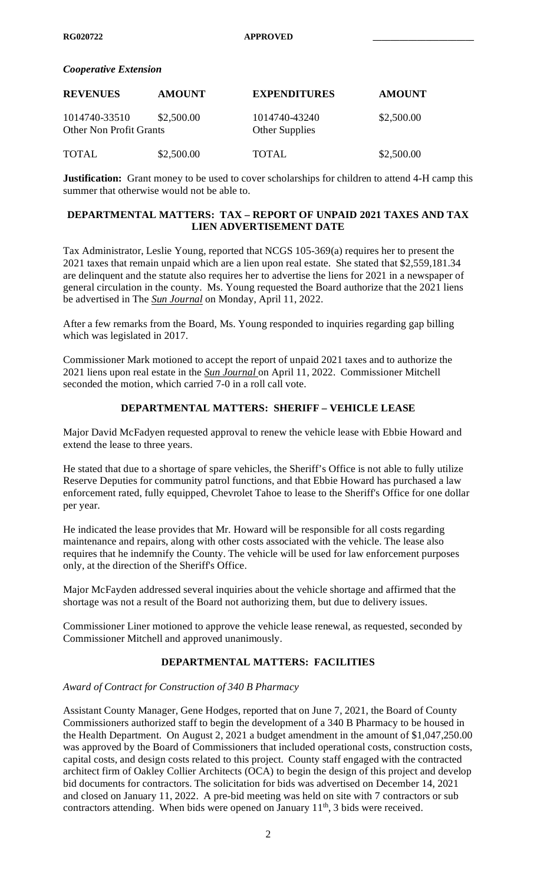*Cooperative Extension*

| REVENUES | AMOUNT | EXPENDITURES | AMOUNT |
|---|---|---|---|
| 1014740-33510 Other Non Profit Grants | $2,500.00 | 1014740-43240 Other Supplies | $2,500.00 |
| TOTAL | $2,500.00 | TOTAL | $2,500.00 |

**Justification:** Grant money to be used to cover scholarships for children to attend 4-H camp this summer that otherwise would not be able to.

## DEPARTMENTAL MATTERS: TAX – REPORT OF UNPAID 2021 TAXES AND TAX LIEN ADVERTISEMENT DATE

Tax Administrator, Leslie Young, reported that NCGS 105-369(a) requires her to present the 2021 taxes that remain unpaid which are a lien upon real estate. She stated that $2,559,181.34 are delinquent and the statute also requires her to advertise the liens for 2021 in a newspaper of general circulation in the county. Ms. Young requested the Board authorize that the 2021 liens be advertised in The ***Sun Journal*** on Monday, April 11, 2022.

After a few remarks from the Board, Ms. Young responded to inquiries regarding gap billing which was legislated in 2017.

Commissioner Mark motioned to accept the report of unpaid 2021 taxes and to authorize the 2021 liens upon real estate in the ***Sun Journal*** on April 11, 2022. Commissioner Mitchell seconded the motion, which carried 7-0 in a roll call vote.

## DEPARTMENTAL MATTERS: SHERIFF – VEHICLE LEASE

Major David McFadyen requested approval to renew the vehicle lease with Ebbie Howard and extend the lease to three years.

He stated that due to a shortage of spare vehicles, the Sheriff's Office is not able to fully utilize Reserve Deputies for community patrol functions, and that Ebbie Howard has purchased a law enforcement rated, fully equipped, Chevrolet Tahoe to lease to the Sheriff's Office for one dollar per year.

He indicated the lease provides that Mr. Howard will be responsible for all costs regarding maintenance and repairs, along with other costs associated with the vehicle. The lease also requires that he indemnify the County. The vehicle will be used for law enforcement purposes only, at the direction of the Sheriff's Office.

Major McFayden addressed several inquiries about the vehicle shortage and affirmed that the shortage was not a result of the Board not authorizing them, but due to delivery issues.

Commissioner Liner motioned to approve the vehicle lease renewal, as requested, seconded by Commissioner Mitchell and approved unanimously.

## DEPARTMENTAL MATTERS: FACILITIES

*Award of Contract for Construction of 340 B Pharmacy*

Assistant County Manager, Gene Hodges, reported that on June 7, 2021, the Board of County Commissioners authorized staff to begin the development of a 340 B Pharmacy to be housed in the Health Department. On August 2, 2021 a budget amendment in the amount of $1,047,250.00 was approved by the Board of Commissioners that included operational costs, construction costs, capital costs, and design costs related to this project. County staff engaged with the contracted architect firm of Oakley Collier Architects (OCA) to begin the design of this project and develop bid documents for contractors. The solicitation for bids was advertised on December 14, 2021 and closed on January 11, 2022. A pre-bid meeting was held on site with 7 contractors or sub contractors attending. When bids were opened on January 11th, 3 bids were received.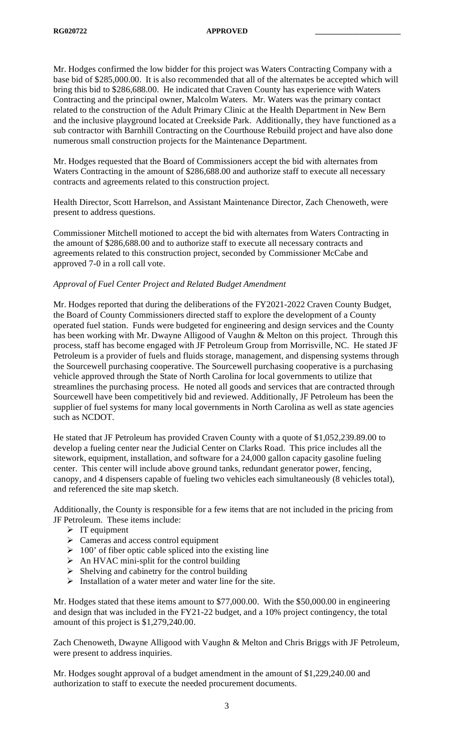Mr. Hodges confirmed the low bidder for this project was Waters Contracting Company with a base bid of $285,000.00. It is also recommended that all of the alternates be accepted which will bring this bid to $286,688.00. He indicated that Craven County has experience with Waters Contracting and the principal owner, Malcolm Waters. Mr. Waters was the primary contact related to the construction of the Adult Primary Clinic at the Health Department in New Bern and the inclusive playground located at Creekside Park. Additionally, they have functioned as a sub contractor with Barnhill Contracting on the Courthouse Rebuild project and have also done numerous small construction projects for the Maintenance Department.

Mr. Hodges requested that the Board of Commissioners accept the bid with alternates from Waters Contracting in the amount of $286,688.00 and authorize staff to execute all necessary contracts and agreements related to this construction project.

Health Director, Scott Harrelson, and Assistant Maintenance Director, Zach Chenoweth, were present to address questions.

Commissioner Mitchell motioned to accept the bid with alternates from Waters Contracting in the amount of $286,688.00 and to authorize staff to execute all necessary contracts and agreements related to this construction project, seconded by Commissioner McCabe and approved 7-0 in a roll call vote.

*Approval of Fuel Center Project and Related Budget Amendment*

Mr. Hodges reported that during the deliberations of the FY2021-2022 Craven County Budget, the Board of County Commissioners directed staff to explore the development of a County operated fuel station. Funds were budgeted for engineering and design services and the County has been working with Mr. Dwayne Alligood of Vaughn & Melton on this project. Through this process, staff has become engaged with JF Petroleum Group from Morrisville, NC. He stated JF Petroleum is a provider of fuels and fluids storage, management, and dispensing systems through the Sourcewell purchasing cooperative. The Sourcewell purchasing cooperative is a purchasing vehicle approved through the State of North Carolina for local governments to utilize that streamlines the purchasing process. He noted all goods and services that are contracted through Sourcewell have been competitively bid and reviewed. Additionally, JF Petroleum has been the supplier of fuel systems for many local governments in North Carolina as well as state agencies such as NCDOT.

He stated that JF Petroleum has provided Craven County with a quote of $1,052,239.89.00 to develop a fueling center near the Judicial Center on Clarks Road. This price includes all the sitework, equipment, installation, and software for a 24,000 gallon capacity gasoline fueling center. This center will include above ground tanks, redundant generator power, fencing, canopy, and 4 dispensers capable of fueling two vehicles each simultaneously (8 vehicles total), and referenced the site map sketch.

Additionally, the County is responsible for a few items that are not included in the pricing from JF Petroleum. These items include:

- IT equipment
- Cameras and access control equipment
- 100' of fiber optic cable spliced into the existing line
- An HVAC mini-split for the control building
- Shelving and cabinetry for the control building
- Installation of a water meter and water line for the site.

Mr. Hodges stated that these items amount to $77,000.00. With the $50,000.00 in engineering and design that was included in the FY21-22 budget, and a 10% project contingency, the total amount of this project is $1,279,240.00.

Zach Chenoweth, Dwayne Alligood with Vaughn & Melton and Chris Briggs with JF Petroleum, were present to address inquiries.

Mr. Hodges sought approval of a budget amendment in the amount of $1,229,240.00 and authorization to staff to execute the needed procurement documents.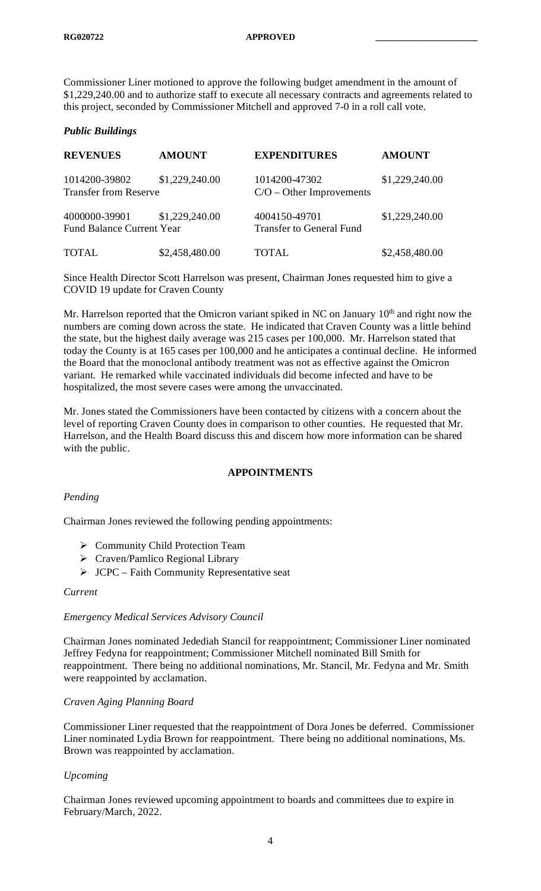Commissioner Liner motioned to approve the following budget amendment in the amount of $1,229,240.00 and to authorize staff to execute all necessary contracts and agreements related to this project, seconded by Commissioner Mitchell and approved 7-0 in a roll call vote.

*Public Buildings*

| REVENUES | AMOUNT | EXPENDITURES | AMOUNT |
|---|---|---|---|
| 1014200-39802 Transfer from Reserve | $1,229,240.00 | 1014200-47302 C/O – Other Improvements | $1,229,240.00 |
| 4000000-39901 Fund Balance Current Year | $1,229,240.00 | 4004150-49701 Transfer to General Fund | $1,229,240.00 |
| TOTAL | $2,458,480.00 | TOTAL | $2,458,480.00 |

Since Health Director Scott Harrelson was present, Chairman Jones requested him to give a COVID 19 update for Craven County

Mr. Harrelson reported that the Omicron variant spiked in NC on January 10th and right now the numbers are coming down across the state. He indicated that Craven County was a little behind the state, but the highest daily average was 215 cases per 100,000. Mr. Harrelson stated that today the County is at 165 cases per 100,000 and he anticipates a continual decline. He informed the Board that the monoclonal antibody treatment was not as effective against the Omicron variant. He remarked while vaccinated individuals did become infected and have to be hospitalized, the most severe cases were among the unvaccinated.

Mr. Jones stated the Commissioners have been contacted by citizens with a concern about the level of reporting Craven County does in comparison to other counties. He requested that Mr. Harrelson, and the Health Board discuss this and discern how more information can be shared with the public.

## APPOINTMENTS

*Pending*

Chairman Jones reviewed the following pending appointments:

- Community Child Protection Team
- Craven/Pamlico Regional Library
- JCPC – Faith Community Representative seat

*Current*

*Emergency Medical Services Advisory Council*

Chairman Jones nominated Jedediah Stancil for reappointment; Commissioner Liner nominated Jeffrey Fedyna for reappointment; Commissioner Mitchell nominated Bill Smith for reappointment. There being no additional nominations, Mr. Stancil, Mr. Fedyna and Mr. Smith were reappointed by acclamation.

*Craven Aging Planning Board*

Commissioner Liner requested that the reappointment of Dora Jones be deferred. Commissioner Liner nominated Lydia Brown for reappointment. There being no additional nominations, Ms. Brown was reappointed by acclamation.

*Upcoming*

Chairman Jones reviewed upcoming appointment to boards and committees due to expire in February/March, 2022.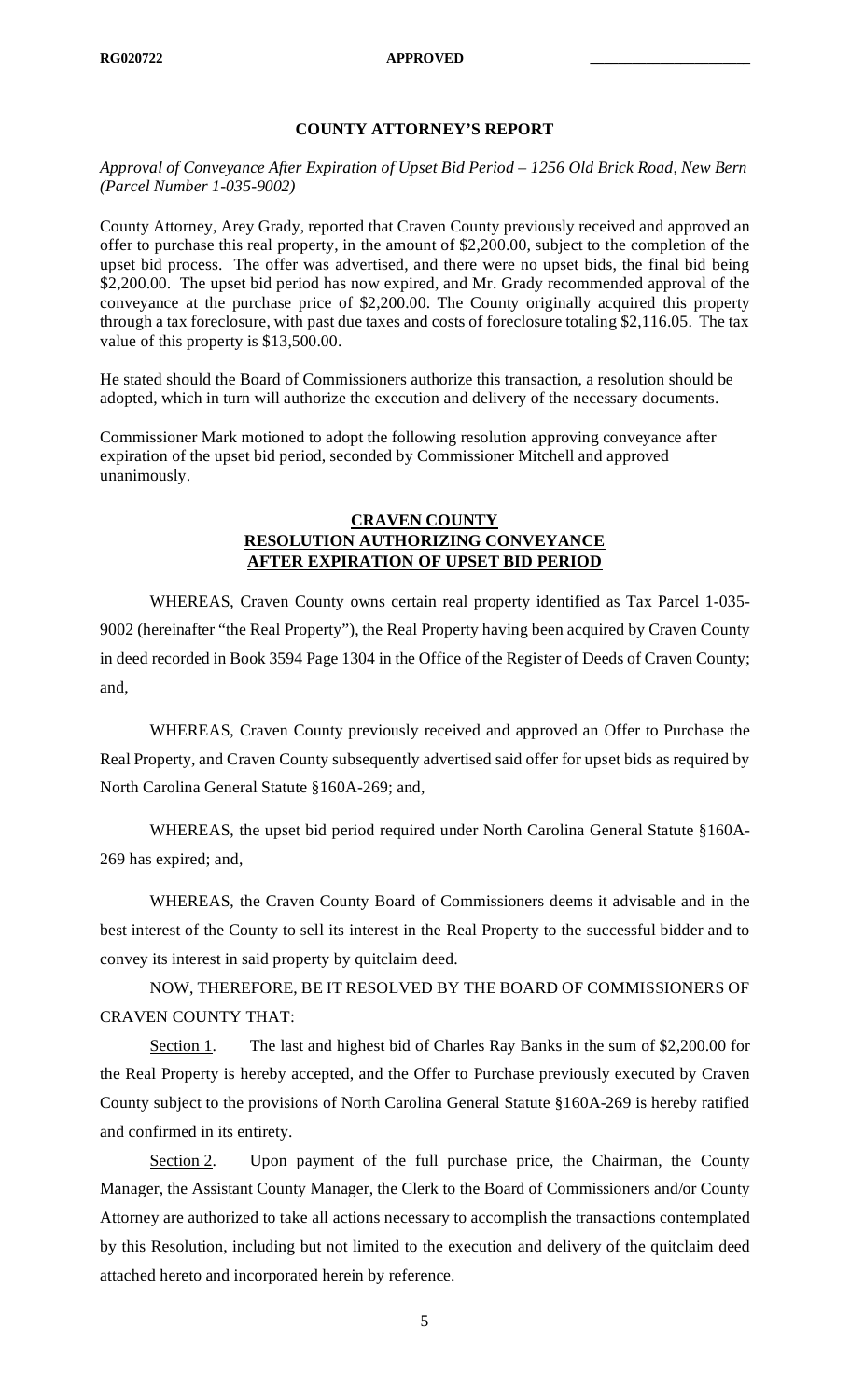## COUNTY ATTORNEY'S REPORT

*Approval of Conveyance After Expiration of Upset Bid Period – 1256 Old Brick Road, New Bern (Parcel Number 1-035-9002)*

County Attorney, Arey Grady, reported that Craven County previously received and approved an offer to purchase this real property, in the amount of $2,200.00, subject to the completion of the upset bid process. The offer was advertised, and there were no upset bids, the final bid being $2,200.00. The upset bid period has now expired, and Mr. Grady recommended approval of the conveyance at the purchase price of $2,200.00. The County originally acquired this property through a tax foreclosure, with past due taxes and costs of foreclosure totaling $2,116.05. The tax value of this property is $13,500.00.

He stated should the Board of Commissioners authorize this transaction, a resolution should be adopted, which in turn will authorize the execution and delivery of the necessary documents.

Commissioner Mark motioned to adopt the following resolution approving conveyance after expiration of the upset bid period, seconded by Commissioner Mitchell and approved unanimously.

**CRAVEN COUNTY**
**RESOLUTION AUTHORIZING CONVEYANCE**
**AFTER EXPIRATION OF UPSET BID PERIOD**

WHEREAS, Craven County owns certain real property identified as Tax Parcel 1-035-9002 (hereinafter "the Real Property"), the Real Property having been acquired by Craven County in deed recorded in Book 3594 Page 1304 in the Office of the Register of Deeds of Craven County; and,

WHEREAS, Craven County previously received and approved an Offer to Purchase the Real Property, and Craven County subsequently advertised said offer for upset bids as required by North Carolina General Statute §160A-269; and,

WHEREAS, the upset bid period required under North Carolina General Statute §160A-269 has expired; and,

WHEREAS, the Craven County Board of Commissioners deems it advisable and in the best interest of the County to sell its interest in the Real Property to the successful bidder and to convey its interest in said property by quitclaim deed.

NOW, THEREFORE, BE IT RESOLVED BY THE BOARD OF COMMISSIONERS OF CRAVEN COUNTY THAT:

Section 1. The last and highest bid of Charles Ray Banks in the sum of $2,200.00 for the Real Property is hereby accepted, and the Offer to Purchase previously executed by Craven County subject to the provisions of North Carolina General Statute §160A-269 is hereby ratified and confirmed in its entirety.

Section 2. Upon payment of the full purchase price, the Chairman, the County Manager, the Assistant County Manager, the Clerk to the Board of Commissioners and/or County Attorney are authorized to take all actions necessary to accomplish the transactions contemplated by this Resolution, including but not limited to the execution and delivery of the quitclaim deed attached hereto and incorporated herein by reference.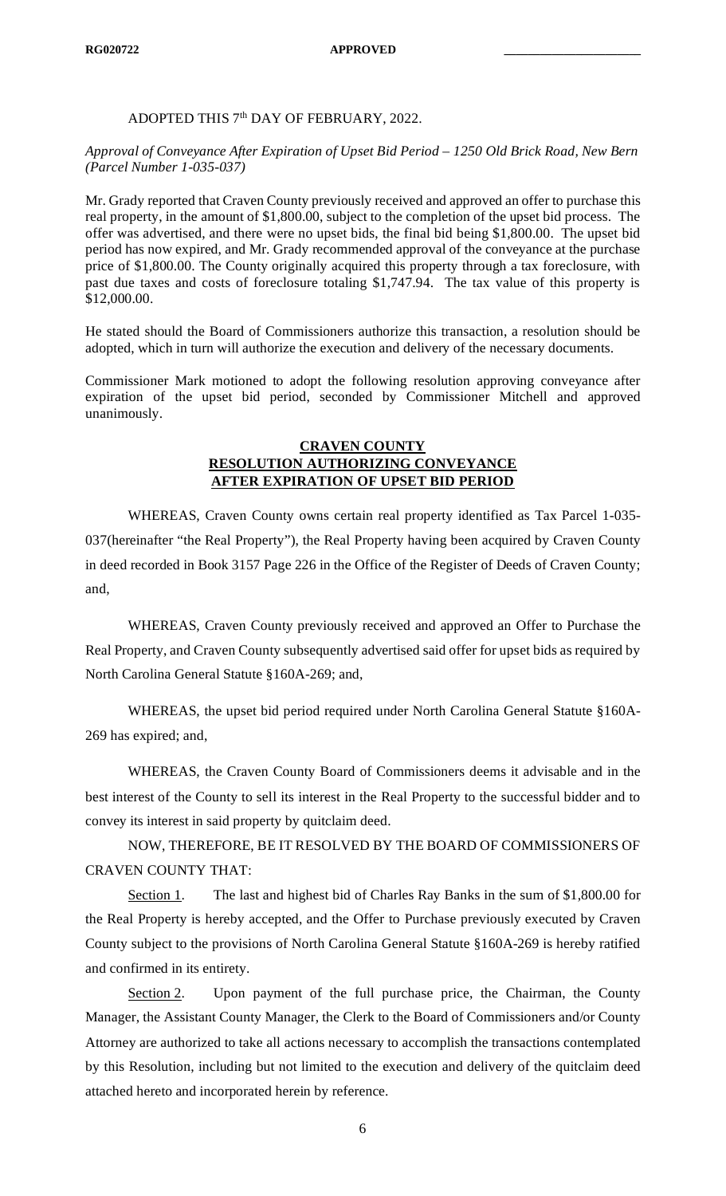ADOPTED THIS 7th DAY OF FEBRUARY, 2022.

*Approval of Conveyance After Expiration of Upset Bid Period – 1250 Old Brick Road, New Bern (Parcel Number 1-035-037)*

Mr. Grady reported that Craven County previously received and approved an offer to purchase this real property, in the amount of $1,800.00, subject to the completion of the upset bid process. The offer was advertised, and there were no upset bids, the final bid being $1,800.00. The upset bid period has now expired, and Mr. Grady recommended approval of the conveyance at the purchase price of $1,800.00. The County originally acquired this property through a tax foreclosure, with past due taxes and costs of foreclosure totaling $1,747.94. The tax value of this property is $12,000.00.

He stated should the Board of Commissioners authorize this transaction, a resolution should be adopted, which in turn will authorize the execution and delivery of the necessary documents.

Commissioner Mark motioned to adopt the following resolution approving conveyance after expiration of the upset bid period, seconded by Commissioner Mitchell and approved unanimously.

**CRAVEN COUNTY**
**RESOLUTION AUTHORIZING CONVEYANCE**
**AFTER EXPIRATION OF UPSET BID PERIOD**

WHEREAS, Craven County owns certain real property identified as Tax Parcel 1-035-037(hereinafter "the Real Property"), the Real Property having been acquired by Craven County in deed recorded in Book 3157 Page 226 in the Office of the Register of Deeds of Craven County; and,

WHEREAS, Craven County previously received and approved an Offer to Purchase the Real Property, and Craven County subsequently advertised said offer for upset bids as required by North Carolina General Statute §160A-269; and,

WHEREAS, the upset bid period required under North Carolina General Statute §160A-269 has expired; and,

WHEREAS, the Craven County Board of Commissioners deems it advisable and in the best interest of the County to sell its interest in the Real Property to the successful bidder and to convey its interest in said property by quitclaim deed.

NOW, THEREFORE, BE IT RESOLVED BY THE BOARD OF COMMISSIONERS OF CRAVEN COUNTY THAT:

Section 1. The last and highest bid of Charles Ray Banks in the sum of $1,800.00 for the Real Property is hereby accepted, and the Offer to Purchase previously executed by Craven County subject to the provisions of North Carolina General Statute §160A-269 is hereby ratified and confirmed in its entirety.

Section 2. Upon payment of the full purchase price, the Chairman, the County Manager, the Assistant County Manager, the Clerk to the Board of Commissioners and/or County Attorney are authorized to take all actions necessary to accomplish the transactions contemplated by this Resolution, including but not limited to the execution and delivery of the quitclaim deed attached hereto and incorporated herein by reference.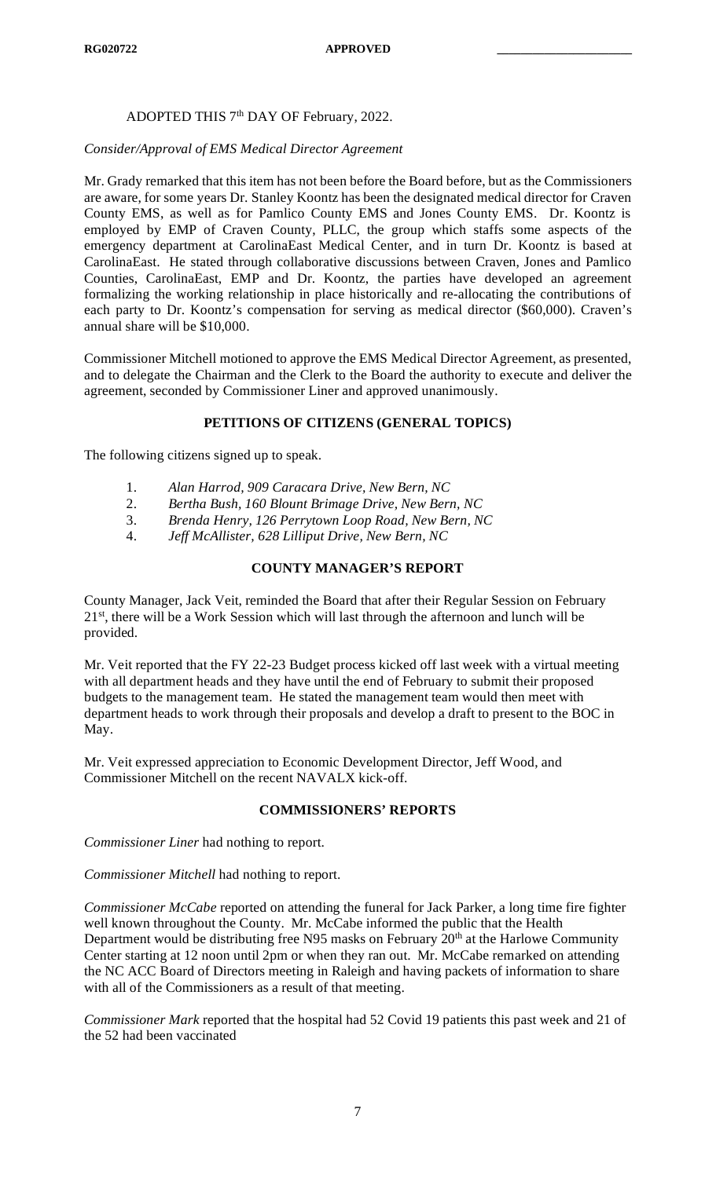ADOPTED THIS 7th DAY OF February, 2022.

*Consider/Approval of EMS Medical Director Agreement*

Mr. Grady remarked that this item has not been before the Board before, but as the Commissioners are aware, for some years Dr. Stanley Koontz has been the designated medical director for Craven County EMS, as well as for Pamlico County EMS and Jones County EMS. Dr. Koontz is employed by EMP of Craven County, PLLC, the group which staffs some aspects of the emergency department at CarolinaEast Medical Center, and in turn Dr. Koontz is based at CarolinaEast. He stated through collaborative discussions between Craven, Jones and Pamlico Counties, CarolinaEast, EMP and Dr. Koontz, the parties have developed an agreement formalizing the working relationship in place historically and re-allocating the contributions of each party to Dr. Koontz's compensation for serving as medical director ($60,000). Craven's annual share will be $10,000.

Commissioner Mitchell motioned to approve the EMS Medical Director Agreement, as presented, and to delegate the Chairman and the Clerk to the Board the authority to execute and deliver the agreement, seconded by Commissioner Liner and approved unanimously.

## PETITIONS OF CITIZENS (GENERAL TOPICS)

The following citizens signed up to speak.

1. *Alan Harrod, 909 Caracara Drive, New Bern, NC*
2. *Bertha Bush, 160 Blount Brimage Drive, New Bern, NC*
3. *Brenda Henry, 126 Perrytown Loop Road, New Bern, NC*
4. *Jeff McAllister, 628 Lilliput Drive, New Bern, NC*

## COUNTY MANAGER'S REPORT

County Manager, Jack Veit, reminded the Board that after their Regular Session on February 21st, there will be a Work Session which will last through the afternoon and lunch will be provided.

Mr. Veit reported that the FY 22-23 Budget process kicked off last week with a virtual meeting with all department heads and they have until the end of February to submit their proposed budgets to the management team. He stated the management team would then meet with department heads to work through their proposals and develop a draft to present to the BOC in May.

Mr. Veit expressed appreciation to Economic Development Director, Jeff Wood, and Commissioner Mitchell on the recent NAVALX kick-off.

## COMMISSIONERS' REPORTS

*Commissioner Liner* had nothing to report.

*Commissioner Mitchell* had nothing to report.

*Commissioner McCabe* reported on attending the funeral for Jack Parker, a long time fire fighter well known throughout the County. Mr. McCabe informed the public that the Health Department would be distributing free N95 masks on February 20th at the Harlowe Community Center starting at 12 noon until 2pm or when they ran out. Mr. McCabe remarked on attending the NC ACC Board of Directors meeting in Raleigh and having packets of information to share with all of the Commissioners as a result of that meeting.

*Commissioner Mark* reported that the hospital had 52 Covid 19 patients this past week and 21 of the 52 had been vaccinated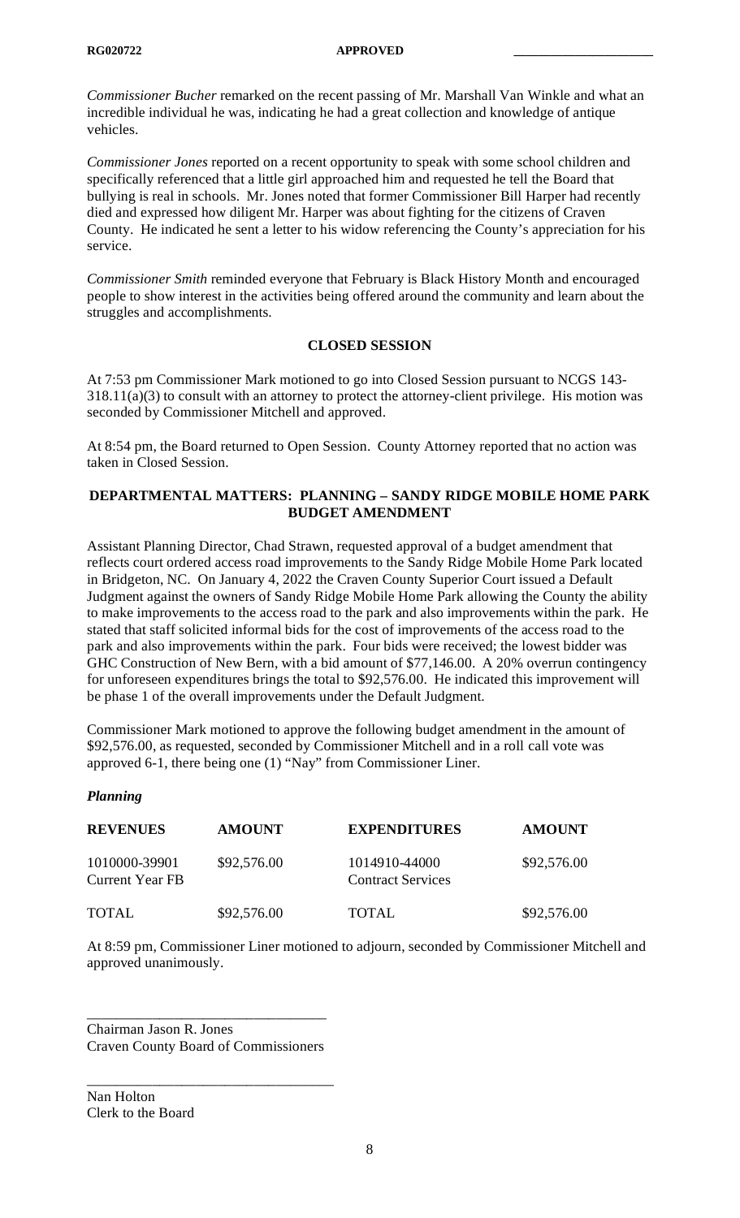*Commissioner Bucher* remarked on the recent passing of Mr. Marshall Van Winkle and what an incredible individual he was, indicating he had a great collection and knowledge of antique vehicles.

*Commissioner Jones* reported on a recent opportunity to speak with some school children and specifically referenced that a little girl approached him and requested he tell the Board that bullying is real in schools. Mr. Jones noted that former Commissioner Bill Harper had recently died and expressed how diligent Mr. Harper was about fighting for the citizens of Craven County. He indicated he sent a letter to his widow referencing the County's appreciation for his service.

*Commissioner Smith* reminded everyone that February is Black History Month and encouraged people to show interest in the activities being offered around the community and learn about the struggles and accomplishments.

## CLOSED SESSION

At 7:53 pm Commissioner Mark motioned to go into Closed Session pursuant to NCGS 143-318.11(a)(3) to consult with an attorney to protect the attorney-client privilege. His motion was seconded by Commissioner Mitchell and approved.

At 8:54 pm, the Board returned to Open Session. County Attorney reported that no action was taken in Closed Session.

## DEPARTMENTAL MATTERS: PLANNING – SANDY RIDGE MOBILE HOME PARK BUDGET AMENDMENT

Assistant Planning Director, Chad Strawn, requested approval of a budget amendment that reflects court ordered access road improvements to the Sandy Ridge Mobile Home Park located in Bridgeton, NC. On January 4, 2022 the Craven County Superior Court issued a Default Judgment against the owners of Sandy Ridge Mobile Home Park allowing the County the ability to make improvements to the access road to the park and also improvements within the park. He stated that staff solicited informal bids for the cost of improvements of the access road to the park and also improvements within the park. Four bids were received; the lowest bidder was GHC Construction of New Bern, with a bid amount of $77,146.00. A 20% overrun contingency for unforeseen expenditures brings the total to $92,576.00. He indicated this improvement will be phase 1 of the overall improvements under the Default Judgment.

Commissioner Mark motioned to approve the following budget amendment in the amount of $92,576.00, as requested, seconded by Commissioner Mitchell and in a roll call vote was approved 6-1, there being one (1) "Nay" from Commissioner Liner.

***Planning***

| REVENUES | AMOUNT | EXPENDITURES | AMOUNT |
|---|---|---|---|
| 1010000-39901 Current Year FB | $92,576.00 | 1014910-44000 Contract Services | $92,576.00 |
| TOTAL | $92,576.00 | TOTAL | $92,576.00 |

At 8:59 pm, Commissioner Liner motioned to adjourn, seconded by Commissioner Mitchell and approved unanimously.

\_\_\_\_\_\_\_\_\_\_\_\_\_\_\_\_\_\_\_\_\_\_\_\_\_\_\_\_\_\_\_\_

Chairman Jason R. Jones
Craven County Board of Commissioners

\_\_\_\_\_\_\_\_\_\_\_\_\_\_\_\_\_\_\_\_\_\_\_\_\_\_\_\_\_\_\_\_

Nan Holton
Clerk to the Board